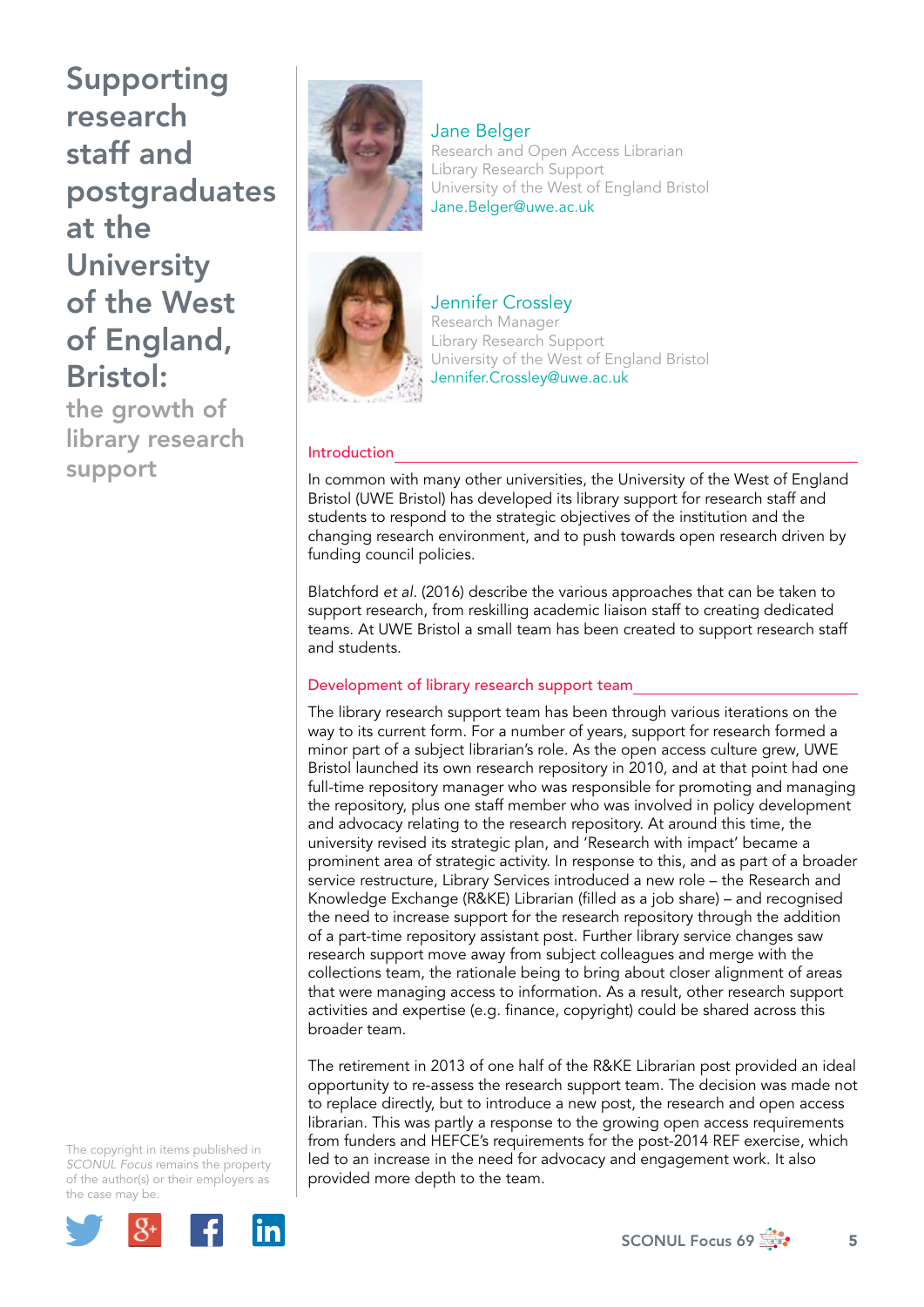# Supporting research staff and postgraduates at the University of the West of England, Bristol:

## the growth of library research support

**Jane Belger**
Research and Open Access Librarian
Library Research Support
University of the West of England Bristol
Jane.Belger@uwe.ac.uk

**Jennifer Crossley**
Research Manager
Library Research Support
University of the West of England Bristol
Jennifer.Crossley@uwe.ac.uk

### Introduction

In common with many other universities, the University of the West of England Bristol (UWE Bristol) has developed its library support for research staff and students to respond to the strategic objectives of the institution and the changing research environment, and to push towards open research driven by funding council policies.

Blatchford *et al*. (2016) describe the various approaches that can be taken to support research, from reskilling academic liaison staff to creating dedicated teams. At UWE Bristol a small team has been created to support research staff and students.

### Development of library research support team

The library research support team has been through various iterations on the way to its current form. For a number of years, support for research formed a minor part of a subject librarian's role. As the open access culture grew, UWE Bristol launched its own research repository in 2010, and at that point had one full-time repository manager who was responsible for promoting and managing the repository, plus one staff member who was involved in policy development and advocacy relating to the research repository. At around this time, the university revised its strategic plan, and 'Research with impact' became a prominent area of strategic activity. In response to this, and as part of a broader service restructure, Library Services introduced a new role – the Research and Knowledge Exchange (R&KE) Librarian (filled as a job share) – and recognised the need to increase support for the research repository through the addition of a part-time repository assistant post. Further library service changes saw research support move away from subject colleagues and merge with the collections team, the rationale being to bring about closer alignment of areas that were managing access to information. As a result, other research support activities and expertise (e.g. finance, copyright) could be shared across this broader team.

The retirement in 2013 of one half of the R&KE Librarian post provided an ideal opportunity to re-assess the research support team. The decision was made not to replace directly, but to introduce a new post, the research and open access librarian. This was partly a response to the growing open access requirements from funders and HEFCE's requirements for the post-2014 REF exercise, which led to an increase in the need for advocacy and engagement work. It also provided more depth to the team.

The copyright in items published in *SCONUL Focus* remains the property of the author(s) or their employers as the case may be.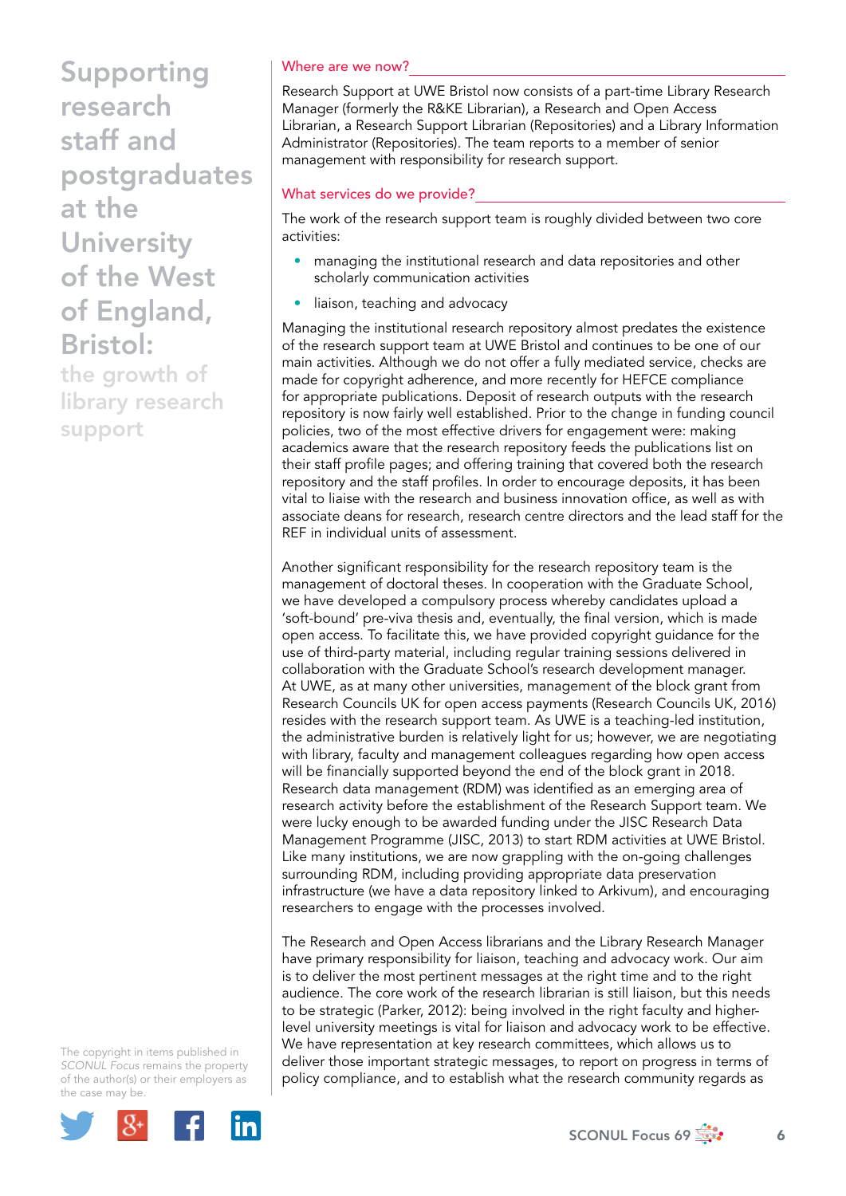# Supporting research staff and postgraduates at the University of the West of England, Bristol:

## the growth of library research support

### Where are we now?

Research Support at UWE Bristol now consists of a part-time Library Research Manager (formerly the R&KE Librarian), a Research and Open Access Librarian, a Research Support Librarian (Repositories) and a Library Information Administrator (Repositories). The team reports to a member of senior management with responsibility for research support.

### What services do we provide?

The work of the research support team is roughly divided between two core activities:

- managing the institutional research and data repositories and other scholarly communication activities
- liaison, teaching and advocacy

Managing the institutional research repository almost predates the existence of the research support team at UWE Bristol and continues to be one of our main activities. Although we do not offer a fully mediated service, checks are made for copyright adherence, and more recently for HEFCE compliance for appropriate publications. Deposit of research outputs with the research repository is now fairly well established. Prior to the change in funding council policies, two of the most effective drivers for engagement were: making academics aware that the research repository feeds the publications list on their staff profile pages; and offering training that covered both the research repository and the staff profiles. In order to encourage deposits, it has been vital to liaise with the research and business innovation office, as well as with associate deans for research, research centre directors and the lead staff for the REF in individual units of assessment.

Another significant responsibility for the research repository team is the management of doctoral theses. In cooperation with the Graduate School, we have developed a compulsory process whereby candidates upload a 'soft-bound' pre-viva thesis and, eventually, the final version, which is made open access. To facilitate this, we have provided copyright guidance for the use of third-party material, including regular training sessions delivered in collaboration with the Graduate School's research development manager. At UWE, as at many other universities, management of the block grant from Research Councils UK for open access payments (Research Councils UK, 2016) resides with the research support team. As UWE is a teaching-led institution, the administrative burden is relatively light for us; however, we are negotiating with library, faculty and management colleagues regarding how open access will be financially supported beyond the end of the block grant in 2018. Research data management (RDM) was identified as an emerging area of research activity before the establishment of the Research Support team. We were lucky enough to be awarded funding under the JISC Research Data Management Programme (JISC, 2013) to start RDM activities at UWE Bristol. Like many institutions, we are now grappling with the on-going challenges surrounding RDM, including providing appropriate data preservation infrastructure (we have a data repository linked to Arkivum), and encouraging researchers to engage with the processes involved.

The Research and Open Access librarians and the Library Research Manager have primary responsibility for liaison, teaching and advocacy work. Our aim is to deliver the most pertinent messages at the right time and to the right audience. The core work of the research librarian is still liaison, but this needs to be strategic (Parker, 2012): being involved in the right faculty and higher-level university meetings is vital for liaison and advocacy work to be effective. We have representation at key research committees, which allows us to deliver those important strategic messages, to report on progress in terms of policy compliance, and to establish what the research community regards as

The copyright in items published in *SCONUL Focus* remains the property of the author(s) or their employers as the case may be.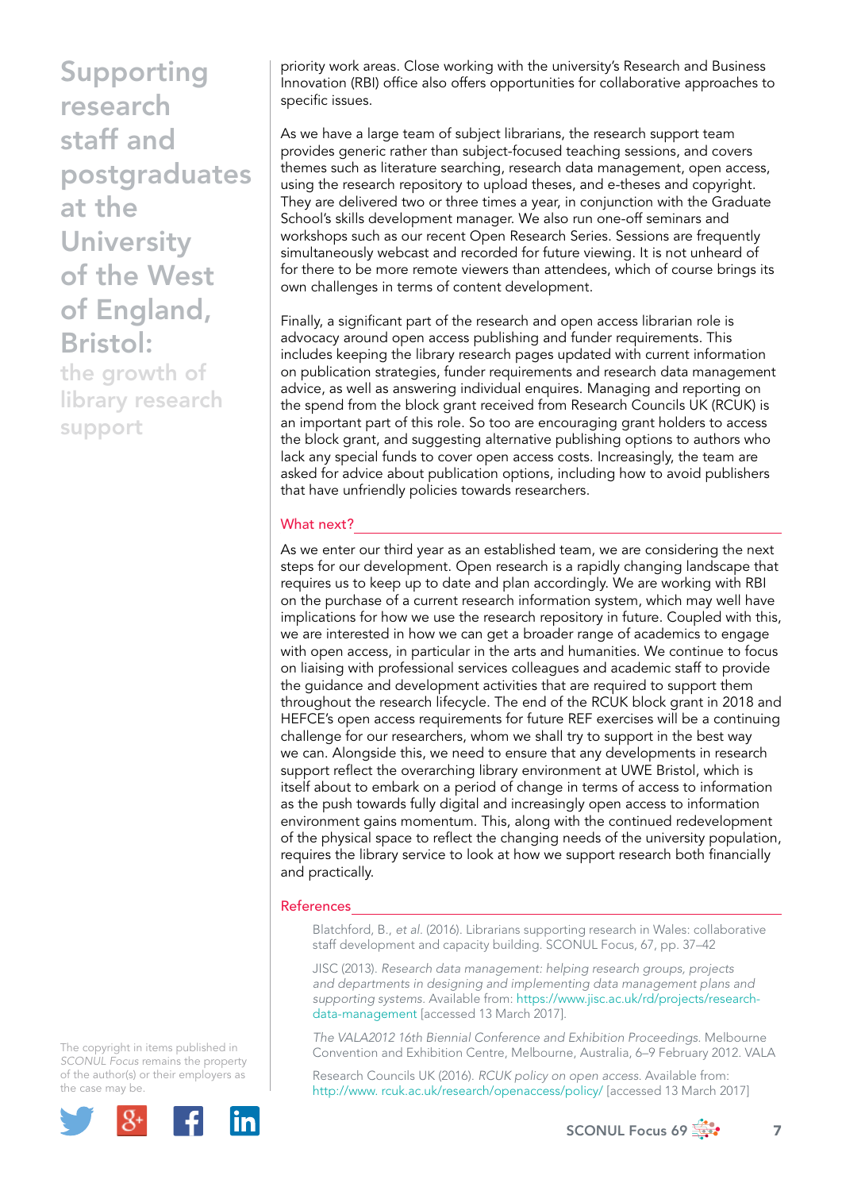priority work areas. Close working with the university's Research and Business Innovation (RBI) office also offers opportunities for collaborative approaches to specific issues.

As we have a large team of subject librarians, the research support team provides generic rather than subject-focused teaching sessions, and covers themes such as literature searching, research data management, open access, using the research repository to upload theses, and e-theses and copyright. They are delivered two or three times a year, in conjunction with the Graduate School's skills development manager. We also run one-off seminars and workshops such as our recent Open Research Series. Sessions are frequently simultaneously webcast and recorded for future viewing. It is not unheard of for there to be more remote viewers than attendees, which of course brings its own challenges in terms of content development.

Finally, a significant part of the research and open access librarian role is advocacy around open access publishing and funder requirements. This includes keeping the library research pages updated with current information on publication strategies, funder requirements and research data management advice, as well as answering individual enquires. Managing and reporting on the spend from the block grant received from Research Councils UK (RCUK) is an important part of this role. So too are encouraging grant holders to access the block grant, and suggesting alternative publishing options to authors who lack any special funds to cover open access costs. Increasingly, the team are asked for advice about publication options, including how to avoid publishers that have unfriendly policies towards researchers.

## What next?

As we enter our third year as an established team, we are considering the next steps for our development. Open research is a rapidly changing landscape that requires us to keep up to date and plan accordingly. We are working with RBI on the purchase of a current research information system, which may well have implications for how we use the research repository in future. Coupled with this, we are interested in how we can get a broader range of academics to engage with open access, in particular in the arts and humanities. We continue to focus on liaising with professional services colleagues and academic staff to provide the guidance and development activities that are required to support them throughout the research lifecycle. The end of the RCUK block grant in 2018 and HEFCE's open access requirements for future REF exercises will be a continuing challenge for our researchers, whom we shall try to support in the best way we can. Alongside this, we need to ensure that any developments in research support reflect the overarching library environment at UWE Bristol, which is itself about to embark on a period of change in terms of access to information as the push towards fully digital and increasingly open access to information environment gains momentum. This, along with the continued redevelopment of the physical space to reflect the changing needs of the university population, requires the library service to look at how we support research both financially and practically.

## References

Blatchford, B., *et al.* (2016). Librarians supporting research in Wales: collaborative staff development and capacity building. SCONUL Focus, 67, pp. 37–42

JISC (2013). *Research data management: helping research groups, projects and departments in designing and implementing data management plans and supporting systems.* Available from: https://www.jisc.ac.uk/rd/projects/research-data-management [accessed 13 March 2017].

*The VALA2012 16th Biennial Conference and Exhibition Proceedings.* Melbourne Convention and Exhibition Centre, Melbourne, Australia, 6–9 February 2012. VALA

Research Councils UK (2016). *RCUK policy on open access.* Available from: http://www. rcuk.ac.uk/research/openaccess/policy/ [accessed 13 March 2017]

The copyright in items published in *SCONUL Focus* remains the property of the author(s) or their employers as the case may be.